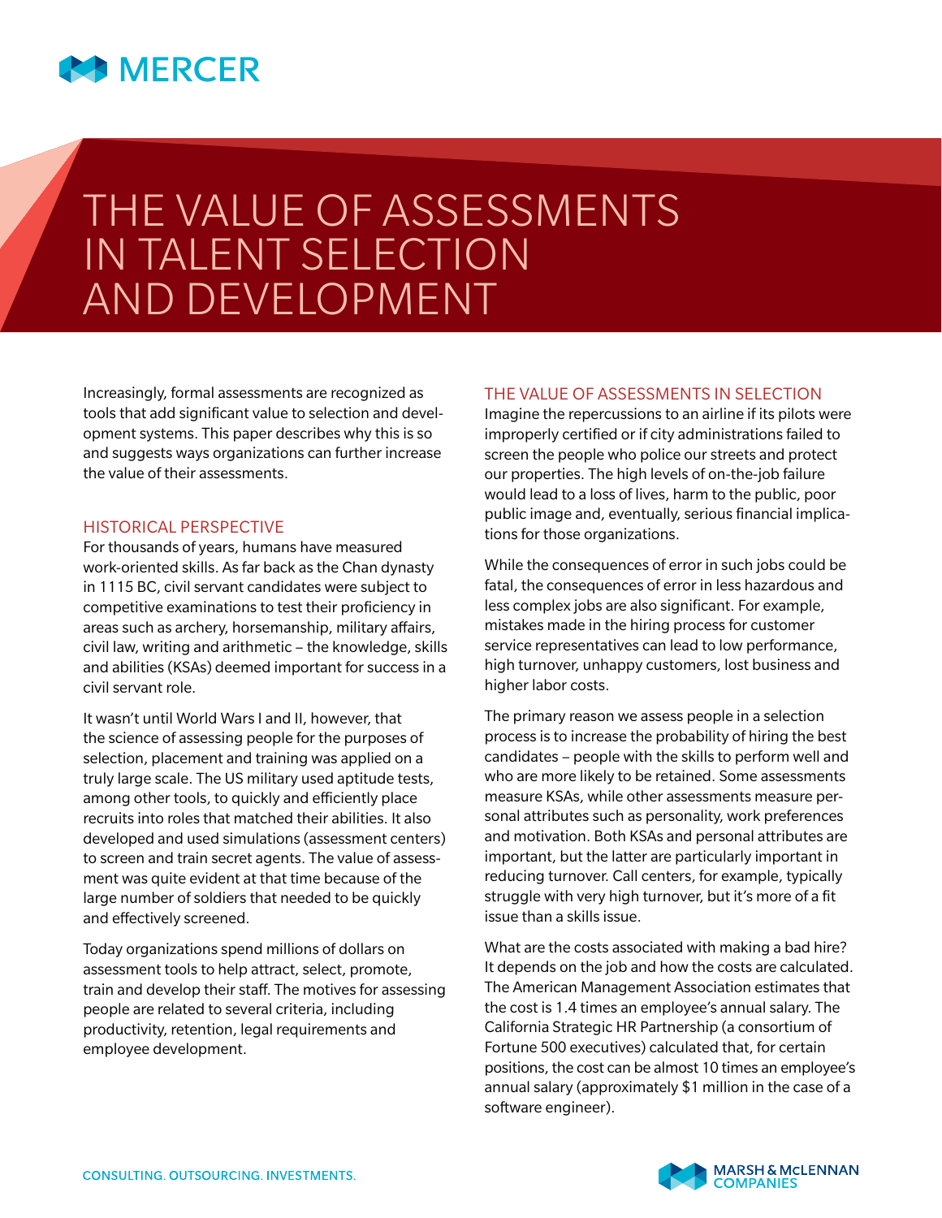MERCER

# THE VALUE OF ASSESSMENTS IN TALENT SELECTION AND DEVELOPMENT

Increasingly, formal assessments are recognized as tools that add significant value to selection and development systems. This paper describes why this is so and suggests ways organizations can further increase the value of their assessments.

## HISTORICAL PERSPECTIVE

For thousands of years, humans have measured work-oriented skills. As far back as the Chan dynasty in 1115 BC, civil servant candidates were subject to competitive examinations to test their proficiency in areas such as archery, horsemanship, military affairs, civil law, writing and arithmetic – the knowledge, skills and abilities (KSAs) deemed important for success in a civil servant role.

It wasn't until World Wars I and II, however, that the science of assessing people for the purposes of selection, placement and training was applied on a truly large scale. The US military used aptitude tests, among other tools, to quickly and efficiently place recruits into roles that matched their abilities. It also developed and used simulations (assessment centers) to screen and train secret agents. The value of assessment was quite evident at that time because of the large number of soldiers that needed to be quickly and effectively screened.

Today organizations spend millions of dollars on assessment tools to help attract, select, promote, train and develop their staff. The motives for assessing people are related to several criteria, including productivity, retention, legal requirements and employee development.

## THE VALUE OF ASSESSMENTS IN SELECTION

Imagine the repercussions to an airline if its pilots were improperly certified or if city administrations failed to screen the people who police our streets and protect our properties. The high levels of on-the-job failure would lead to a loss of lives, harm to the public, poor public image and, eventually, serious financial implications for those organizations.

While the consequences of error in such jobs could be fatal, the consequences of error in less hazardous and less complex jobs are also significant. For example, mistakes made in the hiring process for customer service representatives can lead to low performance, high turnover, unhappy customers, lost business and higher labor costs.

The primary reason we assess people in a selection process is to increase the probability of hiring the best candidates – people with the skills to perform well and who are more likely to be retained. Some assessments measure KSAs, while other assessments measure personal attributes such as personality, work preferences and motivation. Both KSAs and personal attributes are important, but the latter are particularly important in reducing turnover. Call centers, for example, typically struggle with very high turnover, but it's more of a fit issue than a skills issue.

What are the costs associated with making a bad hire? It depends on the job and how the costs are calculated. The American Management Association estimates that the cost is 1.4 times an employee's annual salary. The California Strategic HR Partnership (a consortium of Fortune 500 executives) calculated that, for certain positions, the cost can be almost 10 times an employee's annual salary (approximately $1 million in the case of a software engineer).

CONSULTING. OUTSOURCING. INVESTMENTS.

MARSH & McLENNAN COMPANIES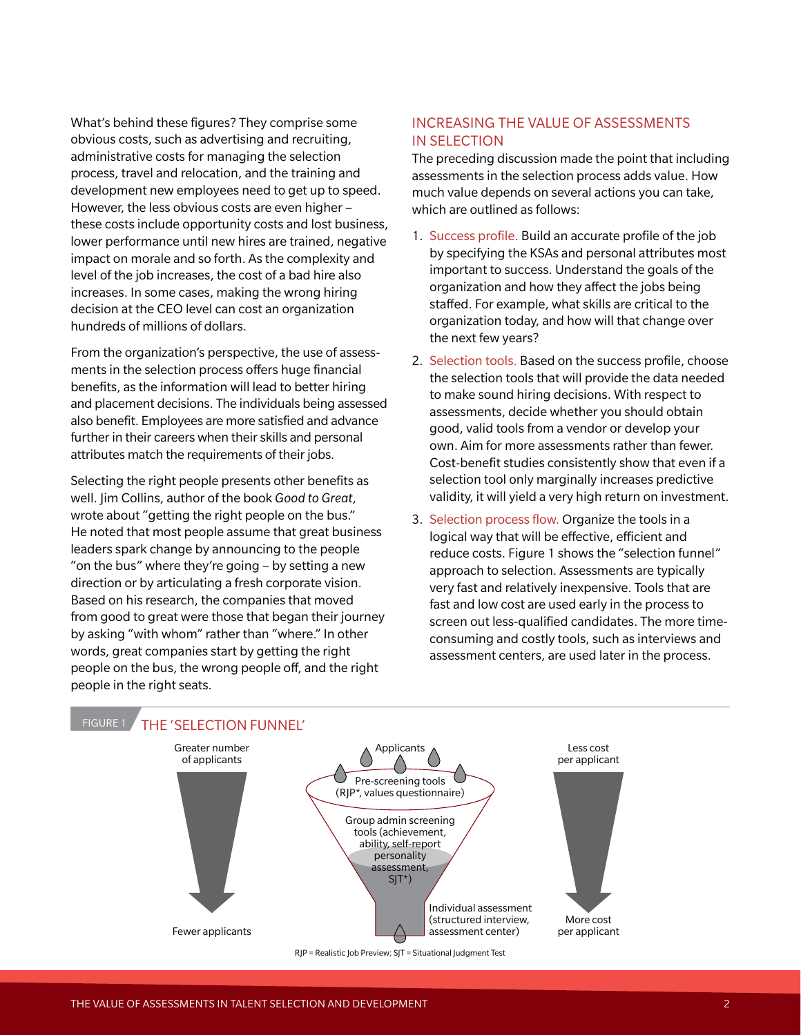What's behind these figures? They comprise some obvious costs, such as advertising and recruiting, administrative costs for managing the selection process, travel and relocation, and the training and development new employees need to get up to speed. However, the less obvious costs are even higher – these costs include opportunity costs and lost business, lower performance until new hires are trained, negative impact on morale and so forth. As the complexity and level of the job increases, the cost of a bad hire also increases. In some cases, making the wrong hiring decision at the CEO level can cost an organization hundreds of millions of dollars.

From the organization's perspective, the use of assessments in the selection process offers huge financial benefits, as the information will lead to better hiring and placement decisions. The individuals being assessed also benefit. Employees are more satisfied and advance further in their careers when their skills and personal attributes match the requirements of their jobs.

Selecting the right people presents other benefits as well. Jim Collins, author of the book *Good to Great*, wrote about "getting the right people on the bus." He noted that most people assume that great business leaders spark change by announcing to the people "on the bus" where they're going – by setting a new direction or by articulating a fresh corporate vision. Based on his research, the companies that moved from good to great were those that began their journey by asking "with whom" rather than "where." In other words, great companies start by getting the right people on the bus, the wrong people off, and the right people in the right seats.

## INCREASING THE VALUE OF ASSESSMENTS IN SELECTION

The preceding discussion made the point that including assessments in the selection process adds value. How much value depends on several actions you can take, which are outlined as follows:

1. Success profile. Build an accurate profile of the job by specifying the KSAs and personal attributes most important to success. Understand the goals of the organization and how they affect the jobs being staffed. For example, what skills are critical to the organization today, and how will that change over the next few years?
2. Selection tools. Based on the success profile, choose the selection tools that will provide the data needed to make sound hiring decisions. With respect to assessments, decide whether you should obtain good, valid tools from a vendor or develop your own. Aim for more assessments rather than fewer. Cost-benefit studies consistently show that even if a selection tool only marginally increases predictive validity, it will yield a very high return on investment.
3. Selection process flow. Organize the tools in a logical way that will be effective, efficient and reduce costs. Figure 1 shows the "selection funnel" approach to selection. Assessments are typically very fast and relatively inexpensive. Tools that are fast and low cost are used early in the process to screen out less-qualified candidates. The more time-consuming and costly tools, such as interviews and assessment centers, are used later in the process.

FIGURE 1 THE 'SELECTION FUNNEL'

Greater number of applicants → Fewer applicants

Applicants

Pre-screening tools (RJP*, values questionnaire)

Group admin screening tools (achievement, ability, self-report personality assessment, SJT*)

Individual assessment (structured interview, assessment center)

Less cost per applicant → More cost per applicant

RJP = Realistic Job Preview; SJT = Situational Judgment Test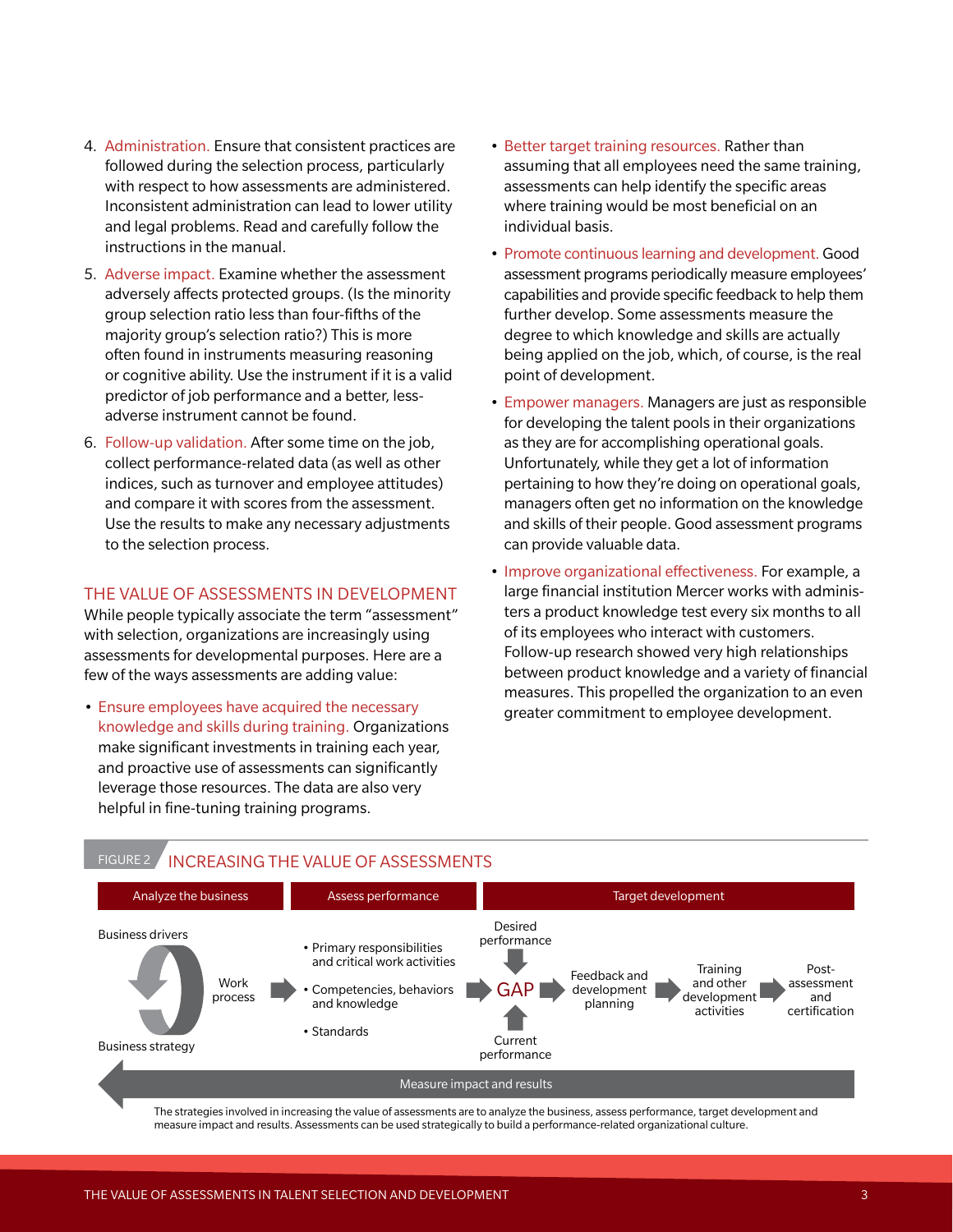4. Administration. Ensure that consistent practices are followed during the selection process, particularly with respect to how assessments are administered. Inconsistent administration can lead to lower utility and legal problems. Read and carefully follow the instructions in the manual.
5. Adverse impact. Examine whether the assessment adversely affects protected groups. (Is the minority group selection ratio less than four-fifths of the majority group's selection ratio?) This is more often found in instruments measuring reasoning or cognitive ability. Use the instrument if it is a valid predictor of job performance and a better, less-adverse instrument cannot be found.
6. Follow-up validation. After some time on the job, collect performance-related data (as well as other indices, such as turnover and employee attitudes) and compare it with scores from the assessment. Use the results to make any necessary adjustments to the selection process.

## THE VALUE OF ASSESSMENTS IN DEVELOPMENT

While people typically associate the term "assessment" with selection, organizations are increasingly using assessments for developmental purposes. Here are a few of the ways assessments are adding value:

- Ensure employees have acquired the necessary knowledge and skills during training. Organizations make significant investments in training each year, and proactive use of assessments can significantly leverage those resources. The data are also very helpful in fine-tuning training programs.
- Better target training resources. Rather than assuming that all employees need the same training, assessments can help identify the specific areas where training would be most beneficial on an individual basis.
- Promote continuous learning and development. Good assessment programs periodically measure employees' capabilities and provide specific feedback to help them further develop. Some assessments measure the degree to which knowledge and skills are actually being applied on the job, which, of course, is the real point of development.
- Empower managers. Managers are just as responsible for developing the talent pools in their organizations as they are for accomplishing operational goals. Unfortunately, while they get a lot of information pertaining to how they're doing on operational goals, managers often get no information on the knowledge and skills of their people. Good assessment programs can provide valuable data.
- Improve organizational effectiveness. For example, a large financial institution Mercer works with administers a product knowledge test every six months to all of its employees who interact with customers. Follow-up research showed very high relationships between product knowledge and a variety of financial measures. This propelled the organization to an even greater commitment to employee development.

FIGURE 2 INCREASING THE VALUE OF ASSESSMENTS

| Analyze the business | Assess performance | Target development |
|---|---|---|
| Business drivers ↔ Business strategy → Work process | • Primary responsibilities and critical work activities<br>• Competencies, behaviors and knowledge<br>• Standards | Desired performance / Current performance → GAP → Feedback and development planning → Training and other development activities → Post-assessment and certification |

Measure impact and results

The strategies involved in increasing the value of assessments are to analyze the business, assess performance, target development and measure impact and results. Assessments can be used strategically to build a performance-related organizational culture.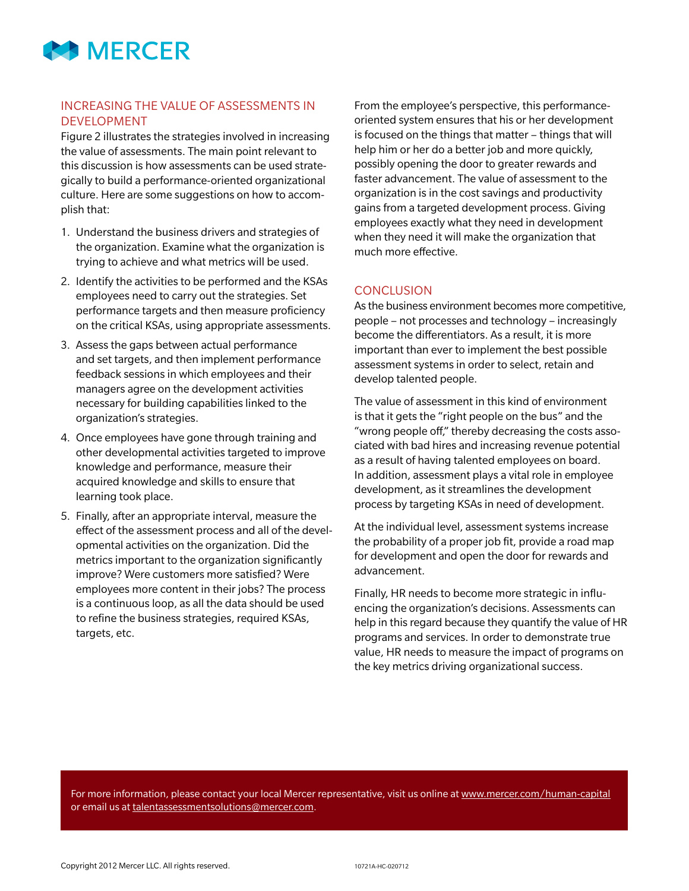## INCREASING THE VALUE OF ASSESSMENTS IN DEVELOPMENT

Figure 2 illustrates the strategies involved in increasing the value of assessments. The main point relevant to this discussion is how assessments can be used strategically to build a performance-oriented organizational culture. Here are some suggestions on how to accomplish that:

1. Understand the business drivers and strategies of the organization. Examine what the organization is trying to achieve and what metrics will be used.
2. Identify the activities to be performed and the KSAs employees need to carry out the strategies. Set performance targets and then measure proficiency on the critical KSAs, using appropriate assessments.
3. Assess the gaps between actual performance and set targets, and then implement performance feedback sessions in which employees and their managers agree on the development activities necessary for building capabilities linked to the organization's strategies.
4. Once employees have gone through training and other developmental activities targeted to improve knowledge and performance, measure their acquired knowledge and skills to ensure that learning took place.
5. Finally, after an appropriate interval, measure the effect of the assessment process and all of the developmental activities on the organization. Did the metrics important to the organization significantly improve? Were customers more satisfied? Were employees more content in their jobs? The process is a continuous loop, as all the data should be used to refine the business strategies, required KSAs, targets, etc.

From the employee's perspective, this performance-oriented system ensures that his or her development is focused on the things that matter – things that will help him or her do a better job and more quickly, possibly opening the door to greater rewards and faster advancement. The value of assessment to the organization is in the cost savings and productivity gains from a targeted development process. Giving employees exactly what they need in development when they need it will make the organization that much more effective.

## CONCLUSION

As the business environment becomes more competitive, people – not processes and technology – increasingly become the differentiators. As a result, it is more important than ever to implement the best possible assessment systems in order to select, retain and develop talented people.

The value of assessment in this kind of environment is that it gets the "right people on the bus" and the "wrong people off," thereby decreasing the costs associated with bad hires and increasing revenue potential as a result of having talented employees on board. In addition, assessment plays a vital role in employee development, as it streamlines the development process by targeting KSAs in need of development.

At the individual level, assessment systems increase the probability of a proper job fit, provide a road map for development and open the door for rewards and advancement.

Finally, HR needs to become more strategic in influencing the organization's decisions. Assessments can help in this regard because they quantify the value of HR programs and services. In order to demonstrate true value, HR needs to measure the impact of programs on the key metrics driving organizational success.

For more information, please contact your local Mercer representative, visit us online at www.mercer.com/human-capital or email us at talentassessmentsolutions@mercer.com.

Copyright 2012 Mercer LLC. All rights reserved.

10721A-HC-020712